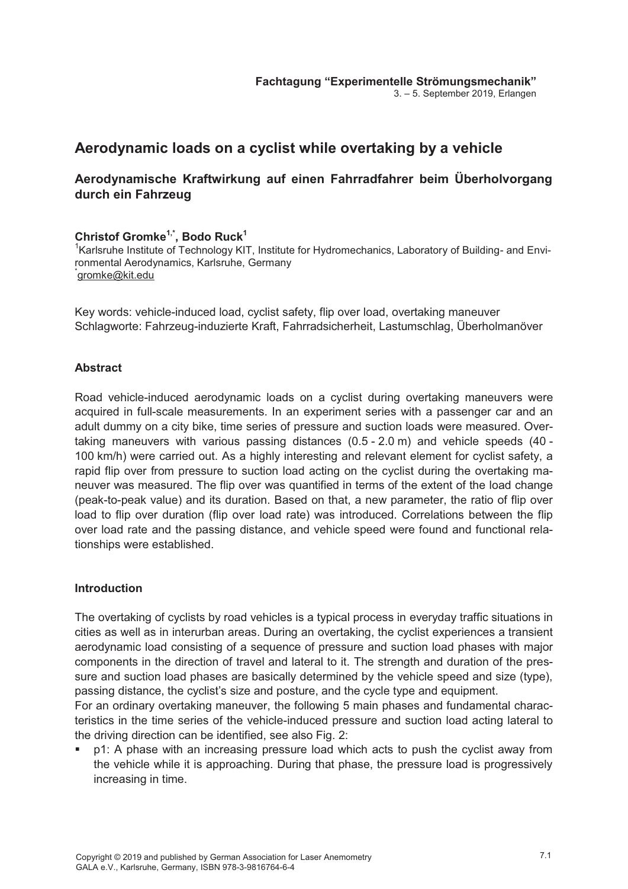**Fachtagung "Experimentelle Strömungsmechanik"**
3. – 5. September 2019, Erlangen

# Aerodynamic loads on a cyclist while overtaking by a vehicle

## Aerodynamische Kraftwirkung auf einen Fahrradfahrer beim Überholvorgang durch ein Fahrzeug

**Christof Gromke[1,*], Bodo Ruck[1]**

[1]Karlsruhe Institute of Technology KIT, Institute for Hydromechanics, Laboratory of Building- and Environmental Aerodynamics, Karlsruhe, Germany
[*]gromke@kit.edu

Key words: vehicle-induced load, cyclist safety, flip over load, overtaking maneuver
Schlagworte: Fahrzeug-induzierte Kraft, Fahrradsicherheit, Lastumschlag, Überholmanöver

### Abstract

Road vehicle-induced aerodynamic loads on a cyclist during overtaking maneuvers were acquired in full-scale measurements. In an experiment series with a passenger car and an adult dummy on a city bike, time series of pressure and suction loads were measured. Overtaking maneuvers with various passing distances (0.5 - 2.0 m) and vehicle speeds (40 - 100 km/h) were carried out. As a highly interesting and relevant element for cyclist safety, a rapid flip over from pressure to suction load acting on the cyclist during the overtaking maneuver was measured. The flip over was quantified in terms of the extent of the load change (peak-to-peak value) and its duration. Based on that, a new parameter, the ratio of flip over load to flip over duration (flip over load rate) was introduced. Correlations between the flip over load rate and the passing distance, and vehicle speed were found and functional relationships were established.

### Introduction

The overtaking of cyclists by road vehicles is a typical process in everyday traffic situations in cities as well as in interurban areas. During an overtaking, the cyclist experiences a transient aerodynamic load consisting of a sequence of pressure and suction load phases with major components in the direction of travel and lateral to it. The strength and duration of the pressure and suction load phases are basically determined by the vehicle speed and size (type), passing distance, the cyclist's size and posture, and the cycle type and equipment.
For an ordinary overtaking maneuver, the following 5 main phases and fundamental characteristics in the time series of the vehicle-induced pressure and suction load acting lateral to the driving direction can be identified, see also Fig. 2:

- p1: A phase with an increasing pressure load which acts to push the cyclist away from the vehicle while it is approaching. During that phase, the pressure load is progressively increasing in time.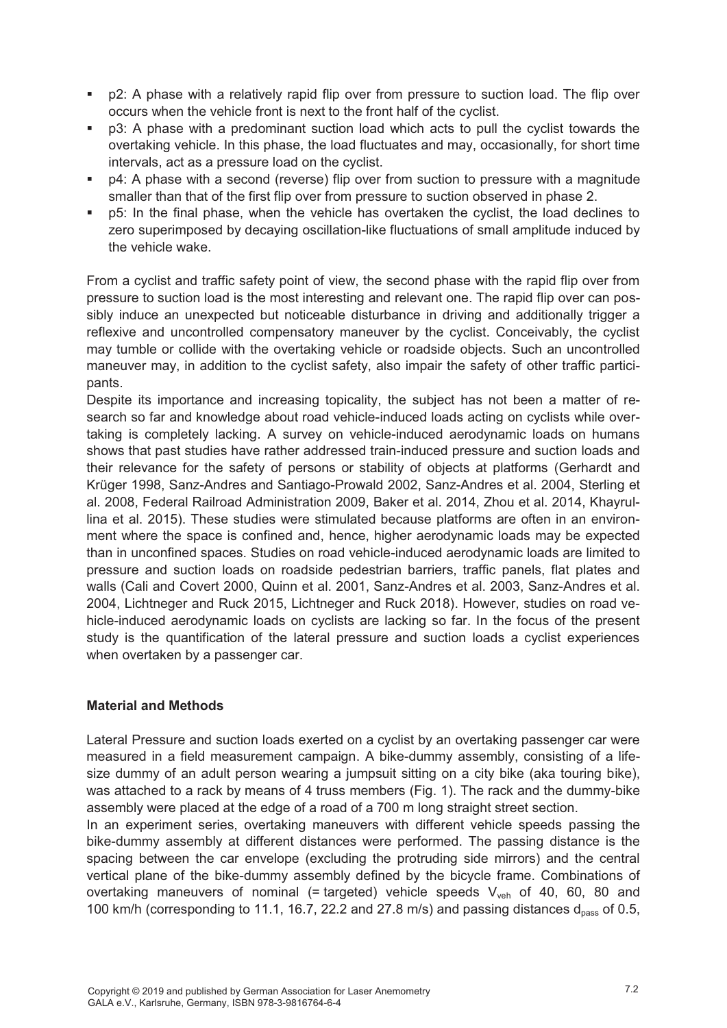- p2: A phase with a relatively rapid flip over from pressure to suction load. The flip over occurs when the vehicle front is next to the front half of the cyclist.
- p3: A phase with a predominant suction load which acts to pull the cyclist towards the overtaking vehicle. In this phase, the load fluctuates and may, occasionally, for short time intervals, act as a pressure load on the cyclist.
- p4: A phase with a second (reverse) flip over from suction to pressure with a magnitude smaller than that of the first flip over from pressure to suction observed in phase 2.
- p5: In the final phase, when the vehicle has overtaken the cyclist, the load declines to zero superimposed by decaying oscillation-like fluctuations of small amplitude induced by the vehicle wake.

From a cyclist and traffic safety point of view, the second phase with the rapid flip over from pressure to suction load is the most interesting and relevant one. The rapid flip over can possibly induce an unexpected but noticeable disturbance in driving and additionally trigger a reflexive and uncontrolled compensatory maneuver by the cyclist. Conceivably, the cyclist may tumble or collide with the overtaking vehicle or roadside objects. Such an uncontrolled maneuver may, in addition to the cyclist safety, also impair the safety of other traffic participants.

Despite its importance and increasing topicality, the subject has not been a matter of research so far and knowledge about road vehicle-induced loads acting on cyclists while overtaking is completely lacking. A survey on vehicle-induced aerodynamic loads on humans shows that past studies have rather addressed train-induced pressure and suction loads and their relevance for the safety of persons or stability of objects at platforms (Gerhardt and Krüger 1998, Sanz-Andres and Santiago-Prowald 2002, Sanz-Andres et al. 2004, Sterling et al. 2008, Federal Railroad Administration 2009, Baker et al. 2014, Zhou et al. 2014, Khayrullina et al. 2015). These studies were stimulated because platforms are often in an environment where the space is confined and, hence, higher aerodynamic loads may be expected than in unconfined spaces. Studies on road vehicle-induced aerodynamic loads are limited to pressure and suction loads on roadside pedestrian barriers, traffic panels, flat plates and walls (Cali and Covert 2000, Quinn et al. 2001, Sanz-Andres et al. 2003, Sanz-Andres et al. 2004, Lichtneger and Ruck 2015, Lichtneger and Ruck 2018). However, studies on road vehicle-induced aerodynamic loads on cyclists are lacking so far. In the focus of the present study is the quantification of the lateral pressure and suction loads a cyclist experiences when overtaken by a passenger car.

**Material and Methods**

Lateral Pressure and suction loads exerted on a cyclist by an overtaking passenger car were measured in a field measurement campaign. A bike-dummy assembly, consisting of a life-size dummy of an adult person wearing a jumpsuit sitting on a city bike (aka touring bike), was attached to a rack by means of 4 truss members (Fig. 1). The rack and the dummy-bike assembly were placed at the edge of a road of a 700 m long straight street section.

In an experiment series, overtaking maneuvers with different vehicle speeds passing the bike-dummy assembly at different distances were performed. The passing distance is the spacing between the car envelope (excluding the protruding side mirrors) and the central vertical plane of the bike-dummy assembly defined by the bicycle frame. Combinations of overtaking maneuvers of nominal (= targeted) vehicle speeds $V_{veh}$ of 40, 60, 80 and 100 km/h (corresponding to 11.1, 16.7, 22.2 and 27.8 m/s) and passing distances $d_{pass}$ of 0.5,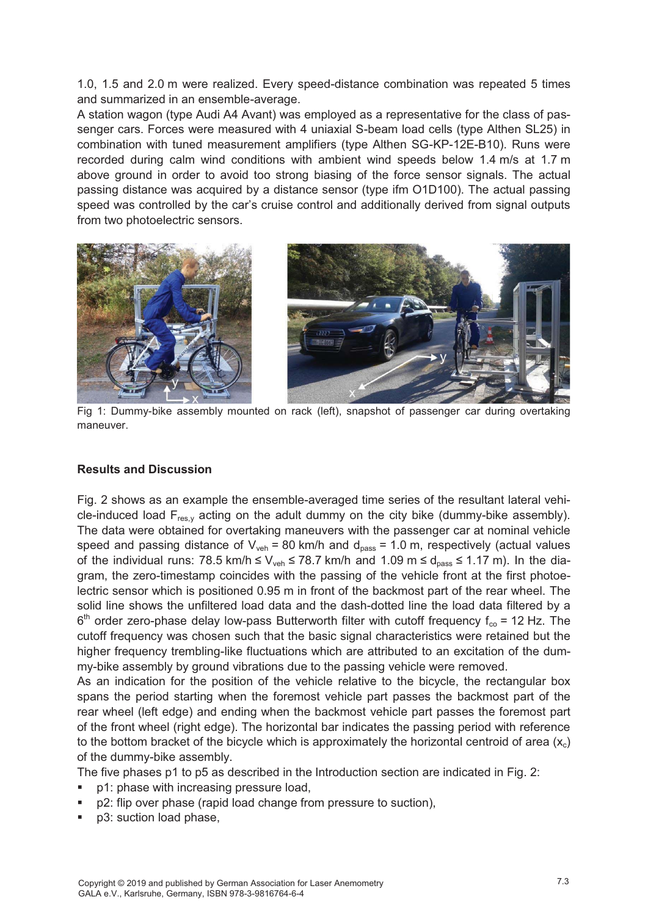1.0, 1.5 and 2.0 m were realized. Every speed-distance combination was repeated 5 times and summarized in an ensemble-average.

A station wagon (type Audi A4 Avant) was employed as a representative for the class of passenger cars. Forces were measured with 4 uniaxial S-beam load cells (type Althen SL25) in combination with tuned measurement amplifiers (type Althen SG-KP-12E-B10). Runs were recorded during calm wind conditions with ambient wind speeds below 1.4 m/s at 1.7 m above ground in order to avoid too strong biasing of the force sensor signals. The actual passing distance was acquired by a distance sensor (type ifm O1D100). The actual passing speed was controlled by the car's cruise control and additionally derived from signal outputs from two photoelectric sensors.

Fig 1: Dummy-bike assembly mounted on rack (left), snapshot of passenger car during overtaking maneuver.

## Results and Discussion

Fig. 2 shows as an example the ensemble-averaged time series of the resultant lateral vehicle-induced load $F_{res,y}$ acting on the adult dummy on the city bike (dummy-bike assembly). The data were obtained for overtaking maneuvers with the passenger car at nominal vehicle speed and passing distance of $V_{veh}$ = 80 km/h and $d_{pass}$ = 1.0 m, respectively (actual values of the individual runs: 78.5 km/h ≤ $V_{veh}$ ≤ 78.7 km/h and 1.09 m ≤ $d_{pass}$ ≤ 1.17 m). In the diagram, the zero-timestamp coincides with the passing of the vehicle front at the first photoelectric sensor which is positioned 0.95 m in front of the backmost part of the rear wheel. The solid line shows the unfiltered load data and the dash-dotted line the load data filtered by a $6^{th}$ order zero-phase delay low-pass Butterworth filter with cutoff frequency $f_{co}$ = 12 Hz. The cutoff frequency was chosen such that the basic signal characteristics were retained but the higher frequency trembling-like fluctuations which are attributed to an excitation of the dummy-bike assembly by ground vibrations due to the passing vehicle were removed.

As an indication for the position of the vehicle relative to the bicycle, the rectangular box spans the period starting when the foremost vehicle part passes the backmost part of the rear wheel (left edge) and ending when the backmost vehicle part passes the foremost part of the front wheel (right edge). The horizontal bar indicates the passing period with reference to the bottom bracket of the bicycle which is approximately the horizontal centroid of area ($x_c$) of the dummy-bike assembly.

The five phases p1 to p5 as described in the Introduction section are indicated in Fig. 2:

- p1: phase with increasing pressure load,
- p2: flip over phase (rapid load change from pressure to suction),
- p3: suction load phase,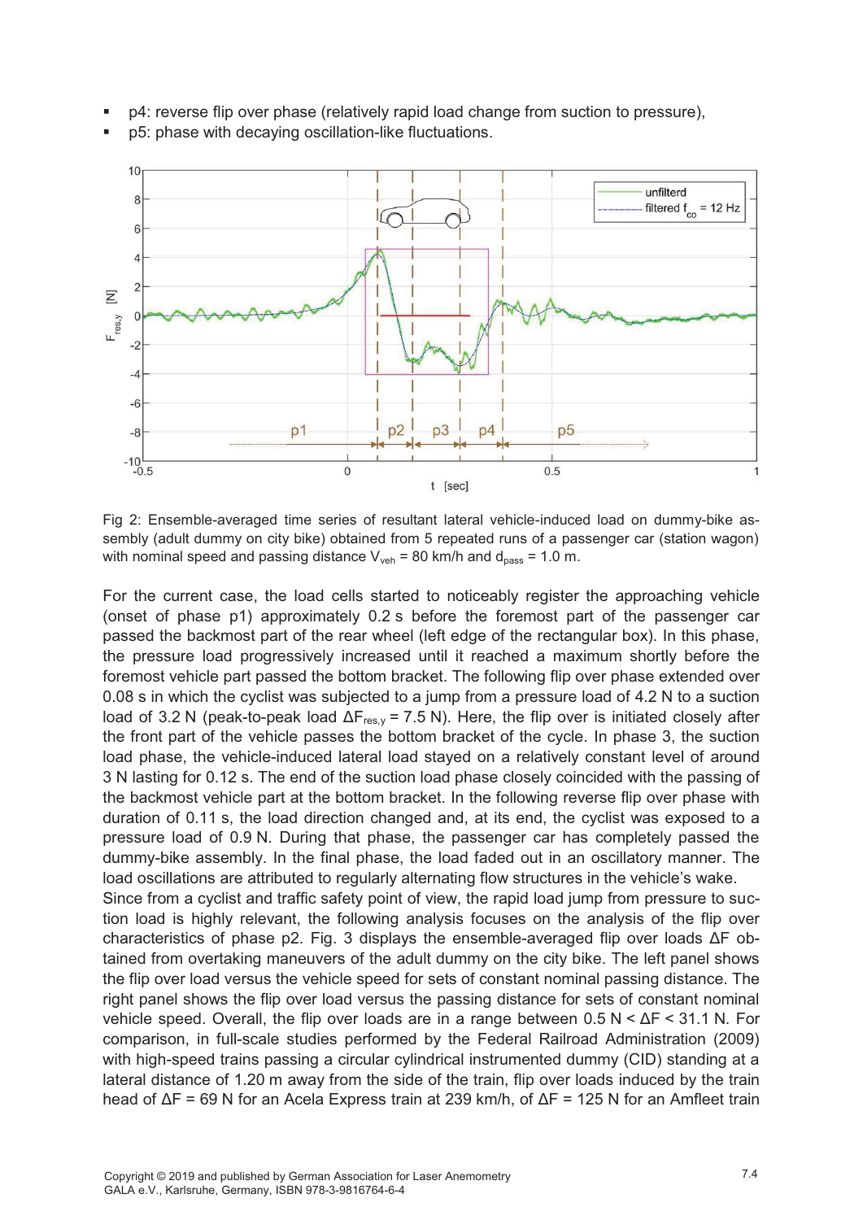- p4: reverse flip over phase (relatively rapid load change from suction to pressure),
- p5: phase with decaying oscillation-like fluctuations.

Fig 2: Ensemble-averaged time series of resultant lateral vehicle-induced load on dummy-bike assembly (adult dummy on city bike) obtained from 5 repeated runs of a passenger car (station wagon) with nominal speed and passing distance $V_{veh}$ = 80 km/h and $d_{pass}$ = 1.0 m.

For the current case, the load cells started to noticeably register the approaching vehicle (onset of phase p1) approximately 0.2 s before the foremost part of the passenger car passed the backmost part of the rear wheel (left edge of the rectangular box). In this phase, the pressure load progressively increased until it reached a maximum shortly before the foremost vehicle part passed the bottom bracket. The following flip over phase extended over 0.08 s in which the cyclist was subjected to a jump from a pressure load of 4.2 N to a suction load of 3.2 N (peak-to-peak load $\Delta F_{res,y}$ = 7.5 N). Here, the flip over is initiated closely after the front part of the vehicle passes the bottom bracket of the cycle. In phase 3, the suction load phase, the vehicle-induced lateral load stayed on a relatively constant level of around 3 N lasting for 0.12 s. The end of the suction load phase closely coincided with the passing of the backmost vehicle part at the bottom bracket. In the following reverse flip over phase with duration of 0.11 s, the load direction changed and, at its end, the cyclist was exposed to a pressure load of 0.9 N. During that phase, the passenger car has completely passed the dummy-bike assembly. In the final phase, the load faded out in an oscillatory manner. The load oscillations are attributed to regularly alternating flow structures in the vehicle's wake.

Since from a cyclist and traffic safety point of view, the rapid load jump from pressure to suction load is highly relevant, the following analysis focuses on the analysis of the flip over characteristics of phase p2. Fig. 3 displays the ensemble-averaged flip over loads $\Delta F$ obtained from overtaking maneuvers of the adult dummy on the city bike. The left panel shows the flip over load versus the vehicle speed for sets of constant nominal passing distance. The right panel shows the flip over load versus the passing distance for sets of constant nominal vehicle speed. Overall, the flip over loads are in a range between 0.5 N < $\Delta F$ < 31.1 N. For comparison, in full-scale studies performed by the Federal Railroad Administration (2009) with high-speed trains passing a circular cylindrical instrumented dummy (CID) standing at a lateral distance of 1.20 m away from the side of the train, flip over loads induced by the train head of $\Delta F$ = 69 N for an Acela Express train at 239 km/h, of $\Delta F$ = 125 N for an Amfleet train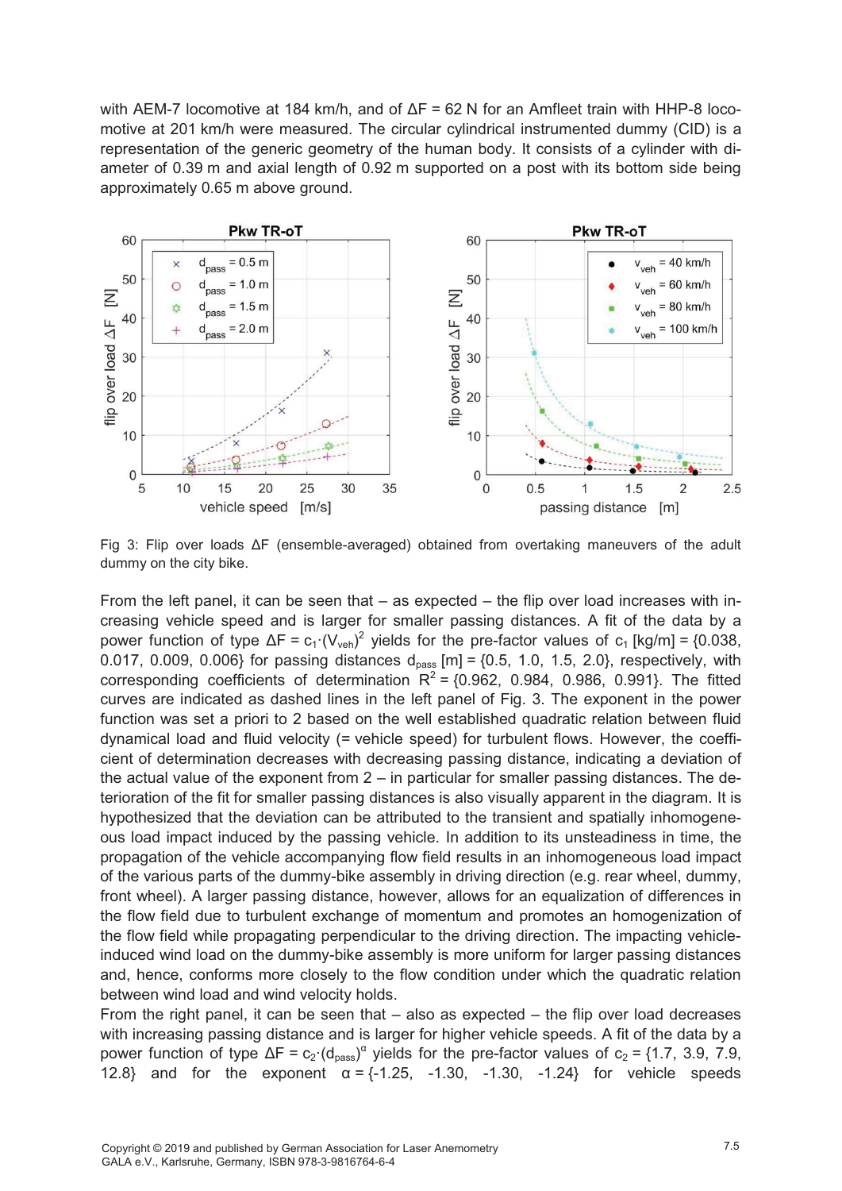with AEM-7 locomotive at 184 km/h, and of $\Delta F$ = 62 N for an Amfleet train with HHP-8 locomotive at 201 km/h were measured. The circular cylindrical instrumented dummy (CID) is a representation of the generic geometry of the human body. It consists of a cylinder with diameter of 0.39 m and axial length of 0.92 m supported on a post with its bottom side being approximately 0.65 m above ground.

Fig 3: Flip over loads $\Delta F$ (ensemble-averaged) obtained from overtaking maneuvers of the adult dummy on the city bike.

From the left panel, it can be seen that – as expected – the flip over load increases with increasing vehicle speed and is larger for smaller passing distances. A fit of the data by a power function of type $\Delta F = c_1 \cdot (V_{veh})^2$ yields for the pre-factor values of $c_1$ [kg/m] = {0.038, 0.017, 0.009, 0.006} for passing distances $d_{pass}$ [m] = {0.5, 1.0, 1.5, 2.0}, respectively, with corresponding coefficients of determination $R^2$ = {0.962, 0.984, 0.986, 0.991}. The fitted curves are indicated as dashed lines in the left panel of Fig. 3. The exponent in the power function was set a priori to 2 based on the well established quadratic relation between fluid dynamical load and fluid velocity (= vehicle speed) for turbulent flows. However, the coefficient of determination decreases with decreasing passing distance, indicating a deviation of the actual value of the exponent from 2 – in particular for smaller passing distances. The deterioration of the fit for smaller passing distances is also visually apparent in the diagram. It is hypothesized that the deviation can be attributed to the transient and spatially inhomogeneous load impact induced by the passing vehicle. In addition to its unsteadiness in time, the propagation of the vehicle accompanying flow field results in an inhomogeneous load impact of the various parts of the dummy-bike assembly in driving direction (e.g. rear wheel, dummy, front wheel). A larger passing distance, however, allows for an equalization of differences in the flow field due to turbulent exchange of momentum and promotes an homogenization of the flow field while propagating perpendicular to the driving direction. The impacting vehicle-induced wind load on the dummy-bike assembly is more uniform for larger passing distances and, hence, conforms more closely to the flow condition under which the quadratic relation between wind load and wind velocity holds.

From the right panel, it can be seen that – also as expected – the flip over load decreases with increasing passing distance and is larger for higher vehicle speeds. A fit of the data by a power function of type $\Delta F = c_2 \cdot (d_{pass})^{\alpha}$ yields for the pre-factor values of $c_2$ = {1.7, 3.9, 7.9, 12.8} and for the exponent $\alpha$ = {-1.25, -1.30, -1.30, -1.24} for vehicle speeds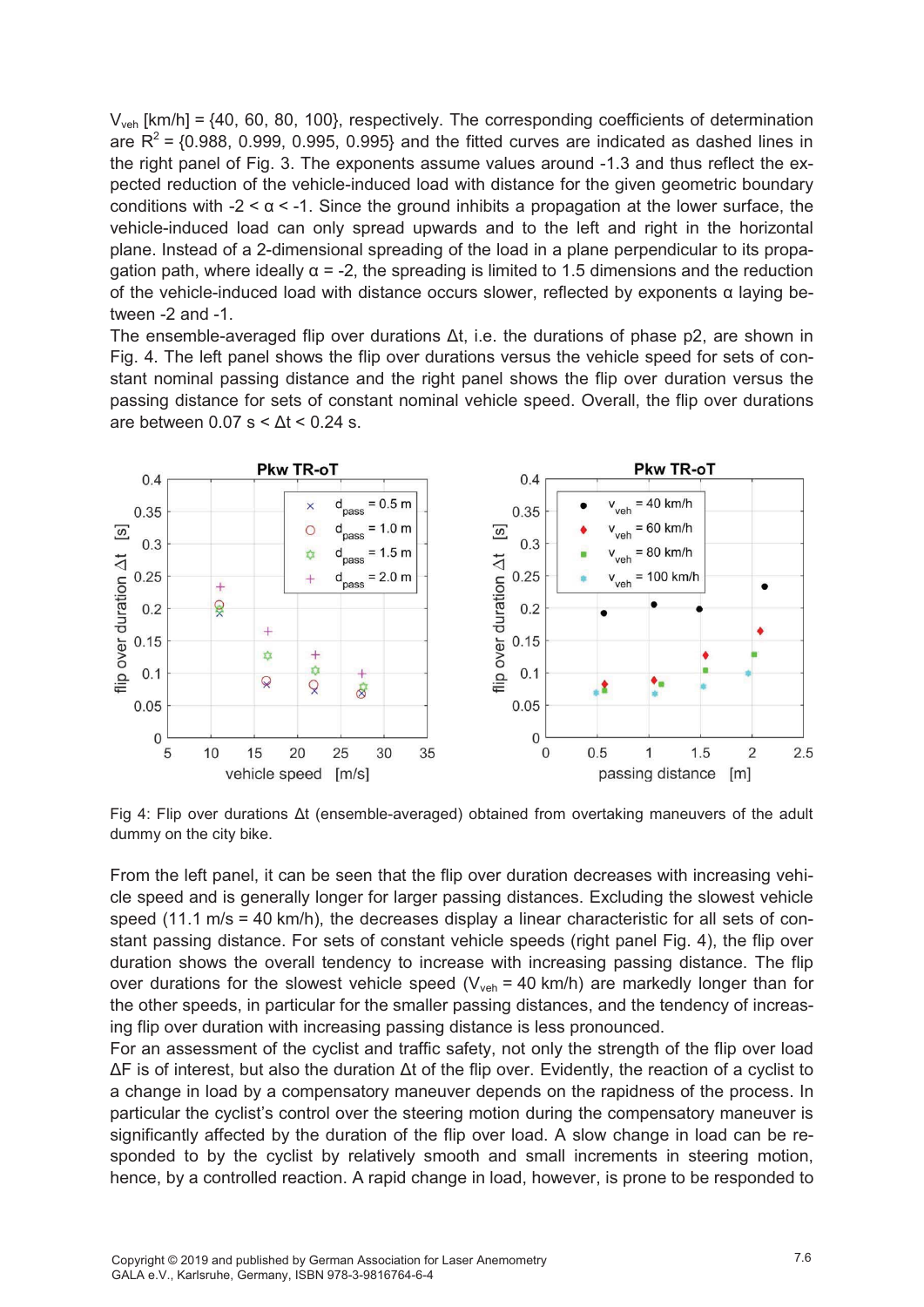$V_{veh}$ [km/h] = {40, 60, 80, 100}, respectively. The corresponding coefficients of determination are $R^2$ = {0.988, 0.999, 0.995, 0.995} and the fitted curves are indicated as dashed lines in the right panel of Fig. 3. The exponents assume values around -1.3 and thus reflect the expected reduction of the vehicle-induced load with distance for the given geometric boundary conditions with $-2 < \alpha < -1$. Since the ground inhibits a propagation at the lower surface, the vehicle-induced load can only spread upwards and to the left and right in the horizontal plane. Instead of a 2-dimensional spreading of the load in a plane perpendicular to its propagation path, where ideally $\alpha = -2$, the spreading is limited to 1.5 dimensions and the reduction of the vehicle-induced load with distance occurs slower, reflected by exponents $\alpha$ laying between -2 and -1.

The ensemble-averaged flip over durations $\Delta t$, i.e. the durations of phase p2, are shown in Fig. 4. The left panel shows the flip over durations versus the vehicle speed for sets of constant nominal passing distance and the right panel shows the flip over duration versus the passing distance for sets of constant nominal vehicle speed. Overall, the flip over durations are between $0.07 \text{ s} < \Delta t < 0.24 \text{ s}$.

Fig 4: Flip over durations $\Delta t$ (ensemble-averaged) obtained from overtaking maneuvers of the adult dummy on the city bike.

From the left panel, it can be seen that the flip over duration decreases with increasing vehicle speed and is generally longer for larger passing distances. Excluding the slowest vehicle speed (11.1 m/s = 40 km/h), the decreases display a linear characteristic for all sets of constant passing distance. For sets of constant vehicle speeds (right panel Fig. 4), the flip over duration shows the overall tendency to increase with increasing passing distance. The flip over durations for the slowest vehicle speed ($V_{veh}$ = 40 km/h) are markedly longer than for the other speeds, in particular for the smaller passing distances, and the tendency of increasing flip over duration with increasing passing distance is less pronounced.

For an assessment of the cyclist and traffic safety, not only the strength of the flip over load $\Delta F$ is of interest, but also the duration $\Delta t$ of the flip over. Evidently, the reaction of a cyclist to a change in load by a compensatory maneuver depends on the rapidness of the process. In particular the cyclist's control over the steering motion during the compensatory maneuver is significantly affected by the duration of the flip over load. A slow change in load can be responded to by the cyclist by relatively smooth and small increments in steering motion, hence, by a controlled reaction. A rapid change in load, however, is prone to be responded to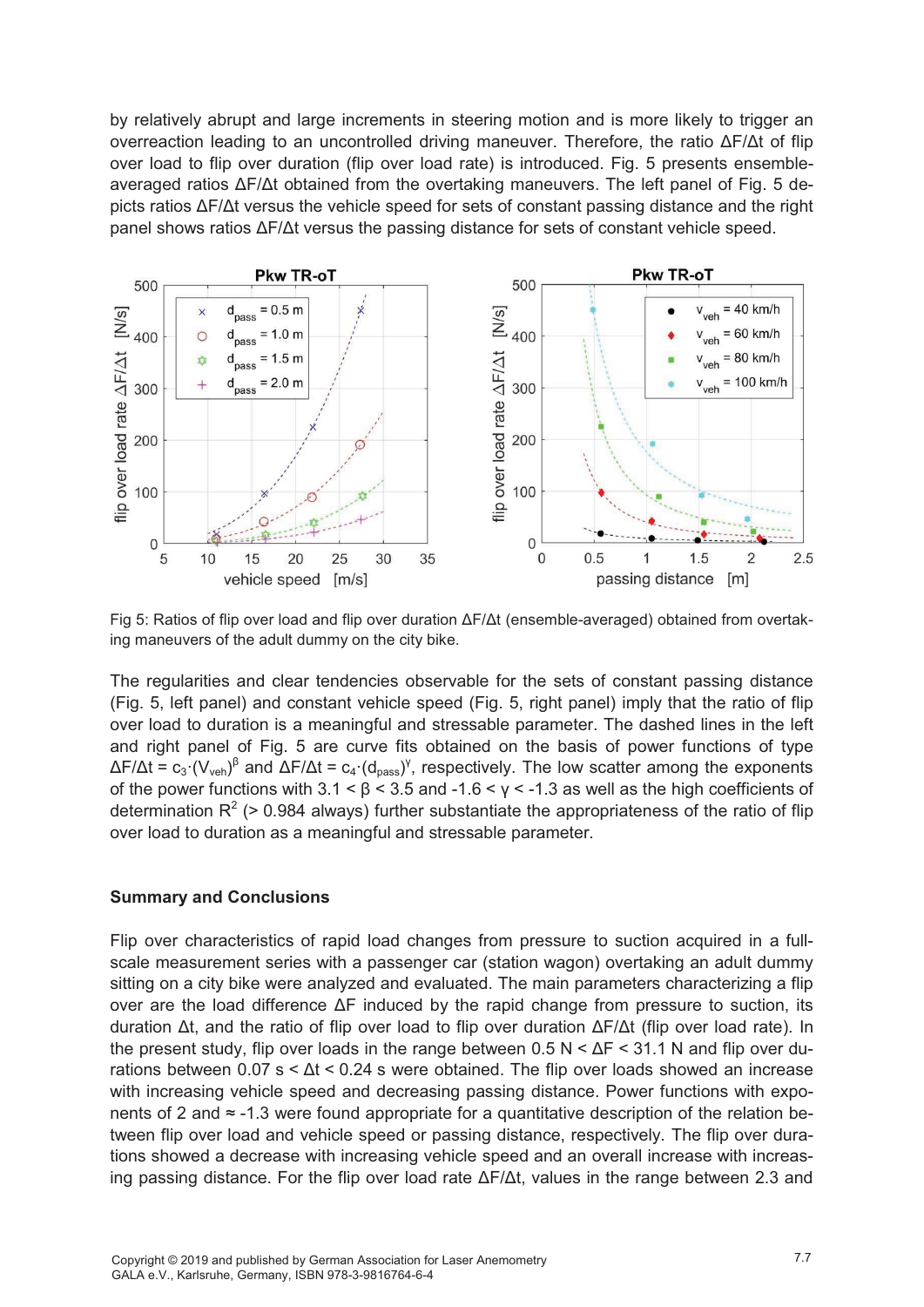by relatively abrupt and large increments in steering motion and is more likely to trigger an overreaction leading to an uncontrolled driving maneuver. Therefore, the ratio $\Delta F/\Delta t$ of flip over load to flip over duration (flip over load rate) is introduced. Fig. 5 presents ensemble-averaged ratios $\Delta F/\Delta t$ obtained from the overtaking maneuvers. The left panel of Fig. 5 depicts ratios $\Delta F/\Delta t$ versus the vehicle speed for sets of constant passing distance and the right panel shows ratios $\Delta F/\Delta t$ versus the passing distance for sets of constant vehicle speed.

Fig 5: Ratios of flip over load and flip over duration $\Delta F/\Delta t$ (ensemble-averaged) obtained from overtaking maneuvers of the adult dummy on the city bike.

The regularities and clear tendencies observable for the sets of constant passing distance (Fig. 5, left panel) and constant vehicle speed (Fig. 5, right panel) imply that the ratio of flip over load to duration is a meaningful and stressable parameter. The dashed lines in the left and right panel of Fig. 5 are curve fits obtained on the basis of power functions of type $\Delta F/\Delta t = c_3 \cdot (V_{veh})^{\beta}$ and $\Delta F/\Delta t = c_4 \cdot (d_{pass})^{\gamma}$, respectively. The low scatter among the exponents of the power functions with $3.1 < \beta < 3.5$ and $-1.6 < \gamma < -1.3$ as well as the high coefficients of determination $R^2$ (> 0.984 always) further substantiate the appropriateness of the ratio of flip over load to duration as a meaningful and stressable parameter.

## Summary and Conclusions

Flip over characteristics of rapid load changes from pressure to suction acquired in a full-scale measurement series with a passenger car (station wagon) overtaking an adult dummy sitting on a city bike were analyzed and evaluated. The main parameters characterizing a flip over are the load difference $\Delta F$ induced by the rapid change from pressure to suction, its duration $\Delta t$, and the ratio of flip over load to flip over duration $\Delta F/\Delta t$ (flip over load rate). In the present study, flip over loads in the range between $0.5\ \text{N} < \Delta F < 31.1\ \text{N}$ and flip over durations between $0.07\ \text{s} < \Delta t < 0.24\ \text{s}$ were obtained. The flip over loads showed an increase with increasing vehicle speed and decreasing passing distance. Power functions with exponents of 2 and $\approx -1.3$ were found appropriate for a quantitative description of the relation between flip over load and vehicle speed or passing distance, respectively. The flip over durations showed a decrease with increasing vehicle speed and an overall increase with increasing passing distance. For the flip over load rate $\Delta F/\Delta t$, values in the range between 2.3 and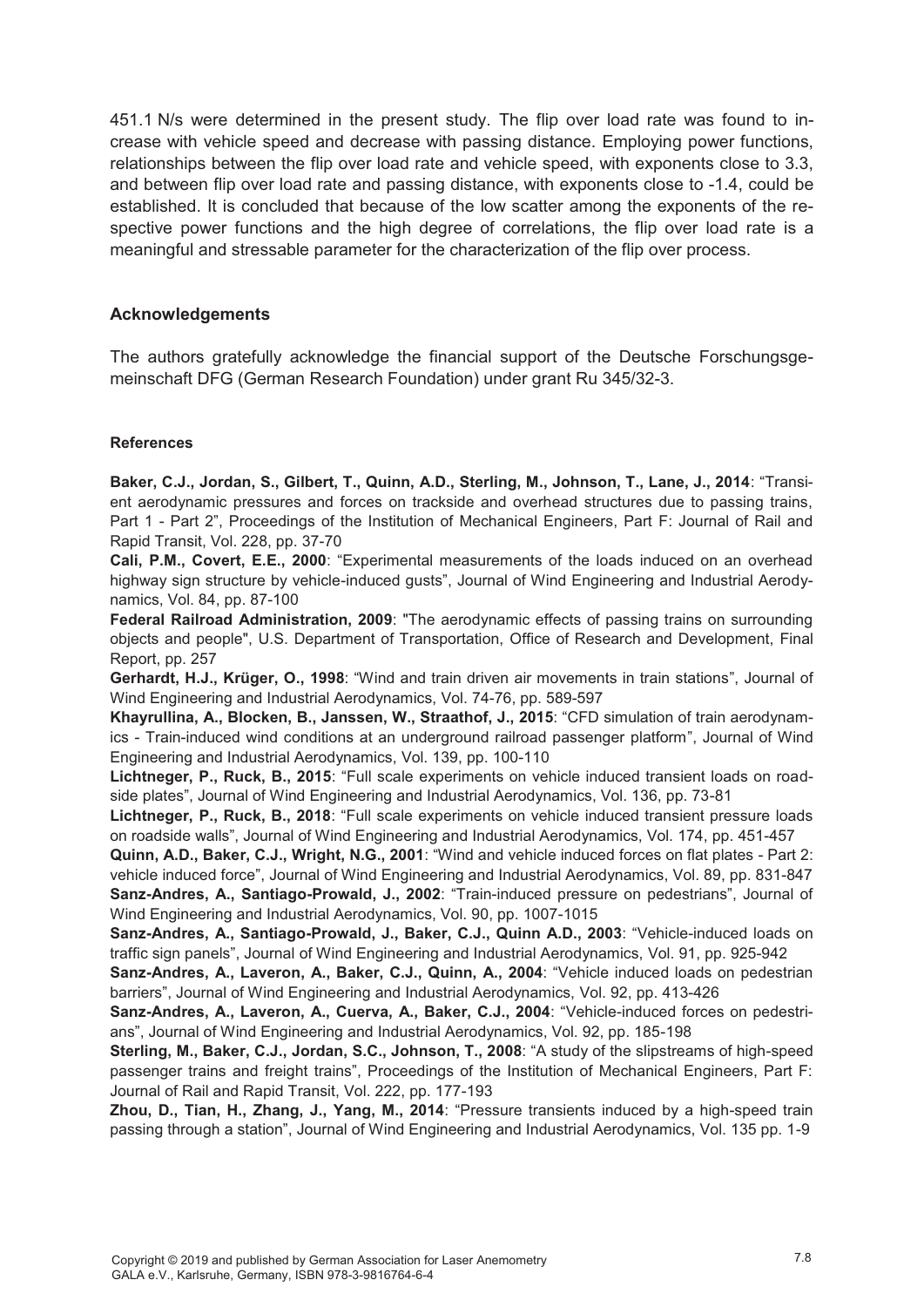451.1 N/s were determined in the present study. The flip over load rate was found to increase with vehicle speed and decrease with passing distance. Employing power functions, relationships between the flip over load rate and vehicle speed, with exponents close to 3.3, and between flip over load rate and passing distance, with exponents close to -1.4, could be established. It is concluded that because of the low scatter among the exponents of the respective power functions and the high degree of correlations, the flip over load rate is a meaningful and stressable parameter for the characterization of the flip over process.

## Acknowledgements

The authors gratefully acknowledge the financial support of the Deutsche Forschungsgemeinschaft DFG (German Research Foundation) under grant Ru 345/32-3.

### References

**Baker, C.J., Jordan, S., Gilbert, T., Quinn, A.D., Sterling, M., Johnson, T., Lane, J., 2014**: "Transient aerodynamic pressures and forces on trackside and overhead structures due to passing trains, Part 1 - Part 2", Proceedings of the Institution of Mechanical Engineers, Part F: Journal of Rail and Rapid Transit, Vol. 228, pp. 37-70

**Cali, P.M., Covert, E.E., 2000**: "Experimental measurements of the loads induced on an overhead highway sign structure by vehicle-induced gusts", Journal of Wind Engineering and Industrial Aerodynamics, Vol. 84, pp. 87-100

**Federal Railroad Administration, 2009**: "The aerodynamic effects of passing trains on surrounding objects and people", U.S. Department of Transportation, Office of Research and Development, Final Report, pp. 257

**Gerhardt, H.J., Krüger, O., 1998**: "Wind and train driven air movements in train stations", Journal of Wind Engineering and Industrial Aerodynamics, Vol. 74-76, pp. 589-597

**Khayrullina, A., Blocken, B., Janssen, W., Straathof, J., 2015**: "CFD simulation of train aerodynamics - Train-induced wind conditions at an underground railroad passenger platform", Journal of Wind Engineering and Industrial Aerodynamics, Vol. 139, pp. 100-110

**Lichtneger, P., Ruck, B., 2015**: "Full scale experiments on vehicle induced transient loads on roadside plates", Journal of Wind Engineering and Industrial Aerodynamics, Vol. 136, pp. 73-81

**Lichtneger, P., Ruck, B., 2018**: "Full scale experiments on vehicle induced transient pressure loads on roadside walls", Journal of Wind Engineering and Industrial Aerodynamics, Vol. 174, pp. 451-457

**Quinn, A.D., Baker, C.J., Wright, N.G., 2001**: "Wind and vehicle induced forces on flat plates - Part 2: vehicle induced force", Journal of Wind Engineering and Industrial Aerodynamics, Vol. 89, pp. 831-847

**Sanz-Andres, A., Santiago-Prowald, J., 2002**: "Train-induced pressure on pedestrians", Journal of Wind Engineering and Industrial Aerodynamics, Vol. 90, pp. 1007-1015

**Sanz-Andres, A., Santiago-Prowald, J., Baker, C.J., Quinn A.D., 2003**: "Vehicle-induced loads on traffic sign panels", Journal of Wind Engineering and Industrial Aerodynamics, Vol. 91, pp. 925-942

**Sanz-Andres, A., Laveron, A., Baker, C.J., Quinn, A., 2004**: "Vehicle induced loads on pedestrian barriers", Journal of Wind Engineering and Industrial Aerodynamics, Vol. 92, pp. 413-426

**Sanz-Andres, A., Laveron, A., Cuerva, A., Baker, C.J., 2004**: "Vehicle-induced forces on pedestrians", Journal of Wind Engineering and Industrial Aerodynamics, Vol. 92, pp. 185-198

**Sterling, M., Baker, C.J., Jordan, S.C., Johnson, T., 2008**: "A study of the slipstreams of high-speed passenger trains and freight trains", Proceedings of the Institution of Mechanical Engineers, Part F: Journal of Rail and Rapid Transit, Vol. 222, pp. 177-193

**Zhou, D., Tian, H., Zhang, J., Yang, M., 2014**: "Pressure transients induced by a high-speed train passing through a station", Journal of Wind Engineering and Industrial Aerodynamics, Vol. 135 pp. 1-9